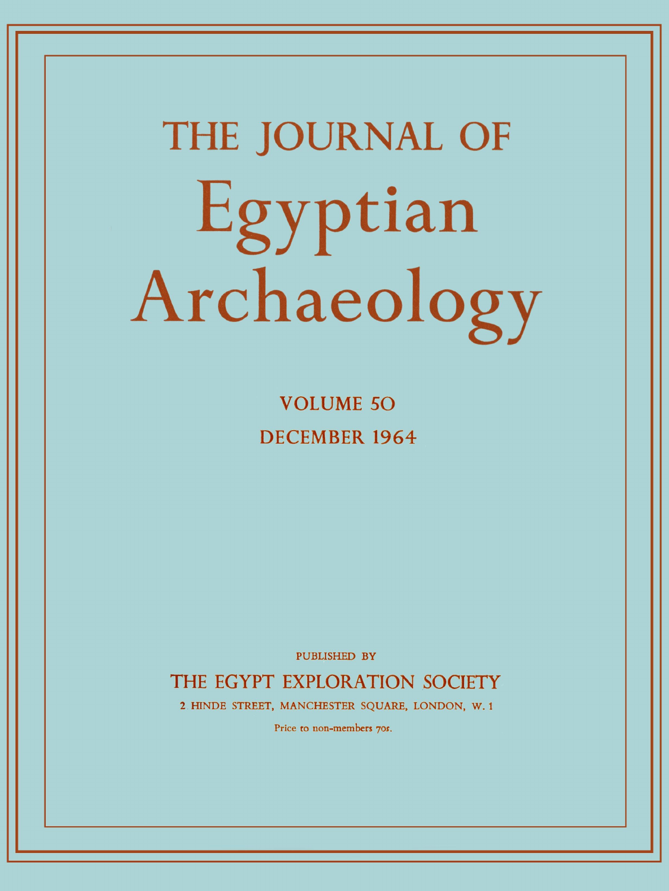# THE JOURNAL OF
# Egyptian Archaeology

VOLUME 50

DECEMBER 1964

PUBLISHED BY

THE EGYPT EXPLORATION SOCIETY

2 HINDE STREET, MANCHESTER SQUARE, LONDON, W. 1

Price to non-members 70s.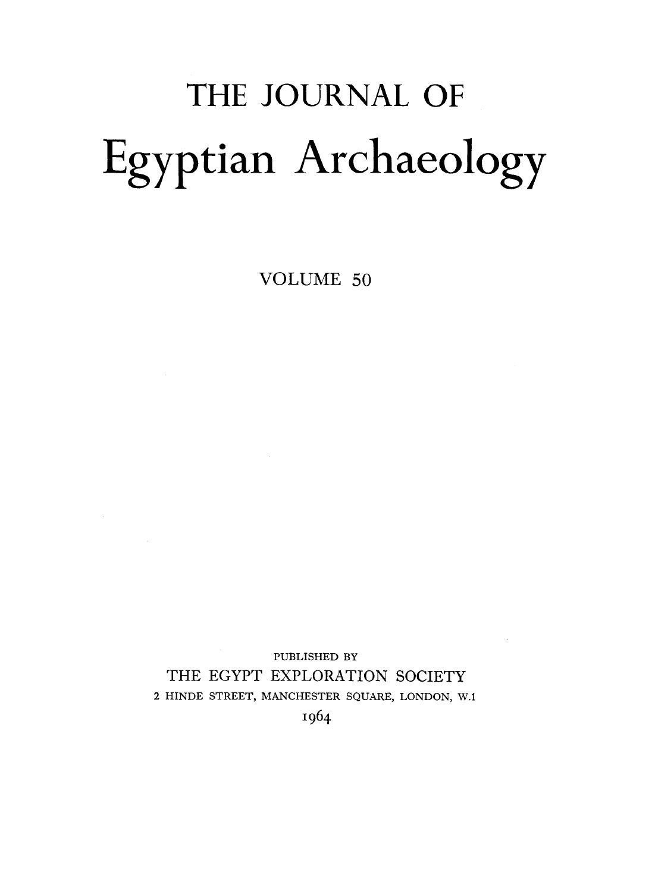# THE JOURNAL OF

# Egyptian Archaeology

VOLUME 50

PUBLISHED BY

THE EGYPT EXPLORATION SOCIETY

2 HINDE STREET, MANCHESTER SQUARE, LONDON, W.1

1964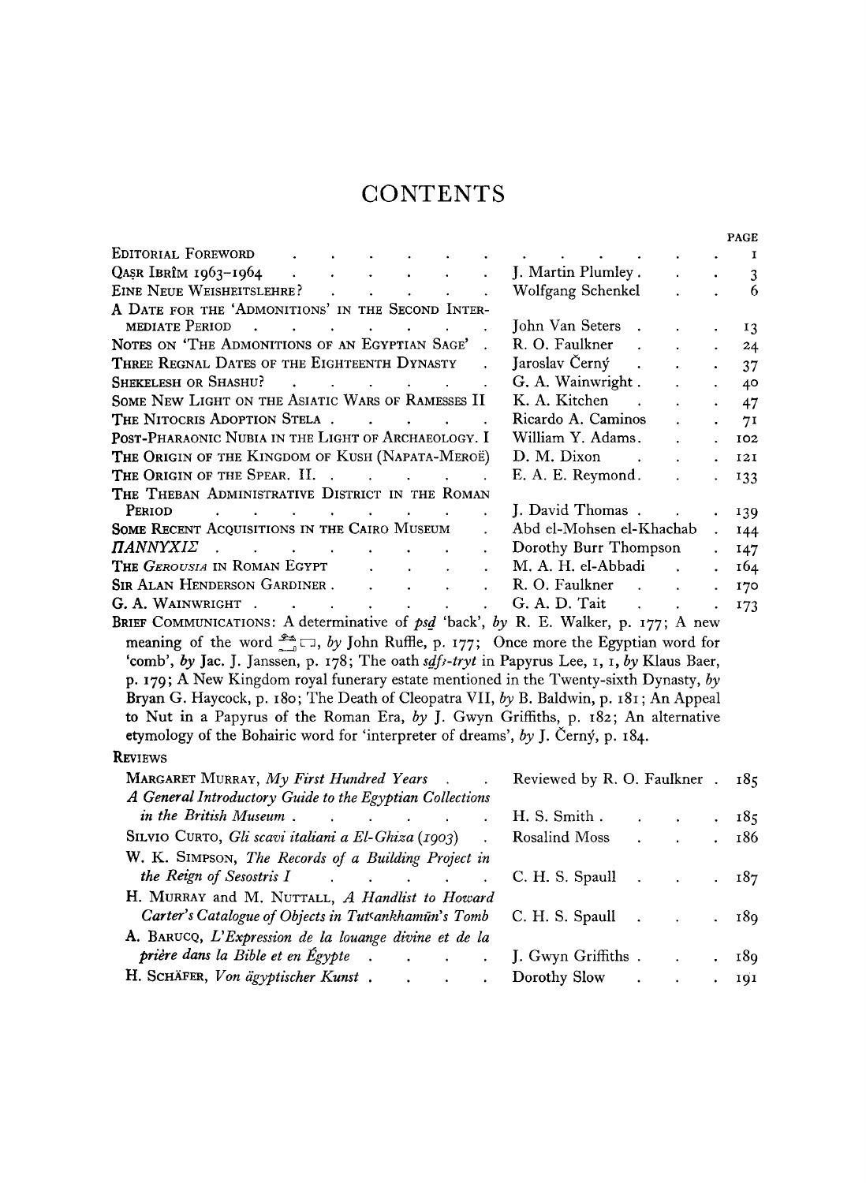# CONTENTS

| | | PAGE |
|---|---|---|
| EDITORIAL FOREWORD | | 1 |
| QAṢR IBRÎM 1963–1964 | J. Martin Plumley | 3 |
| EINE NEUE WEISHEITSLEHRE? | Wolfgang Schenkel | 6 |
| A DATE FOR THE 'ADMONITIONS' IN THE SECOND INTERMEDIATE PERIOD | John Van Seters | 13 |
| NOTES ON 'THE ADMONITIONS OF AN EGYPTIAN SAGE' | R. O. Faulkner | 24 |
| THREE REGNAL DATES OF THE EIGHTEENTH DYNASTY | Jaroslav Černý | 37 |
| SHEKELESH OR SHASHU? | G. A. Wainwright | 40 |
| SOME NEW LIGHT ON THE ASIATIC WARS OF RAMESSES II | K. A. Kitchen | 47 |
| THE NITOCRIS ADOPTION STELA | Ricardo A. Caminos | 71 |
| POST-PHARAONIC NUBIA IN THE LIGHT OF ARCHAEOLOGY. I | William Y. Adams | 102 |
| THE ORIGIN OF THE KINGDOM OF KUSH (NAPATA-MEROË) | D. M. Dixon | 121 |
| THE ORIGIN OF THE SPEAR. II. | E. A. E. Reymond | 133 |
| THE THEBAN ADMINISTRATIVE DISTRICT IN THE ROMAN PERIOD | J. David Thomas | 139 |
| SOME RECENT ACQUISITIONS IN THE CAIRO MUSEUM | Abd el-Mohsen el-Khachab | 144 |
| *ΠΑΝΝΥΧΙΣ* | Dorothy Burr Thompson | 147 |
| THE *GEROUSIA* IN ROMAN EGYPT | M. A. H. el-Abbadi | 164 |
| SIR ALAN HENDERSON GARDINER | R. O. Faulkner | 170 |
| G. A. WAINWRIGHT | G. A. D. Tait | 173 |

BRIEF COMMUNICATIONS: A determinative of *psḏ* 'back', *by* R. E. Walker, p. 177; A new meaning of the word [hieroglyphs], *by* John Ruffle, p. 177; Once more the Egyptian word for 'comb', *by* Jac. J. Janssen, p. 178; The oath *sḏfꜣ-tryt* in Papyrus Lee, 1, 1, *by* Klaus Baer, p. 179; A New Kingdom royal funerary estate mentioned in the Twenty-sixth Dynasty, *by* Bryan G. Haycock, p. 180; The Death of Cleopatra VII, *by* B. Baldwin, p. 181; An Appeal to Nut in a Papyrus of the Roman Era, *by* J. Gwyn Griffiths, p. 182; An alternative etymology of the Bohairic word for 'interpreter of dreams', *by* J. Černý, p. 184.

REVIEWS

| | | |
|---|---|---|
| MARGARET MURRAY, *My First Hundred Years* | Reviewed by R. O. Faulkner | 185 |
| *A General Introductory Guide to the Egyptian Collections in the British Museum* | H. S. Smith | 185 |
| SILVIO CURTO, *Gli scavi italiani a El-Ghiza (1903)* | Rosalind Moss | 186 |
| W. K. SIMPSON, *The Records of a Building Project in the Reign of Sesostris I* | C. H. S. Spaull | 187 |
| H. MURRAY and M. NUTTALL, *A Handlist to Howard Carter's Catalogue of Objects in Tutꜥankhamūn's Tomb* | C. H. S. Spaull | 189 |
| A. BARUCQ, *L'Expression de la louange divine et de la prière dans la Bible et en Égypte* | J. Gwyn Griffiths | 189 |
| H. SCHÄFER, *Von ägyptischer Kunst* | Dorothy Slow | 191 |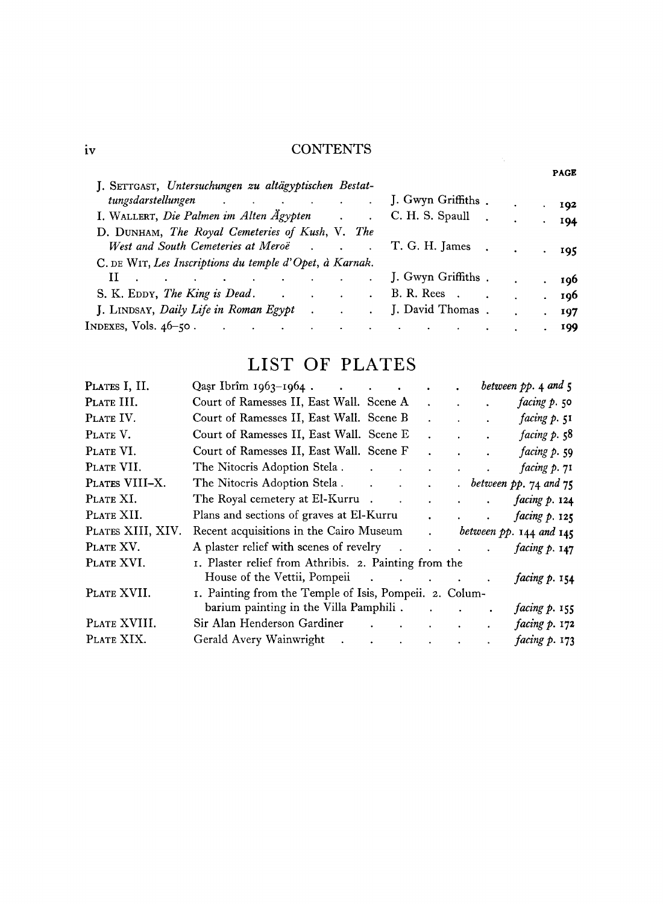## CONTENTS

| | | PAGE |
|---|---|---|
| J. SETTGAST, *Untersuchungen zu altägyptischen Bestattungsdarstellungen* | J. Gwyn Griffiths | 192 |
| I. WALLERT, *Die Palmen im Alten Ägypten* | C. H. S. Spaull | 194 |
| D. DUNHAM, *The Royal Cemeteries of Kush*, V. *The West and South Cemeteries at Meroë* | T. G. H. James | 195 |
| C. DE WIT, *Les Inscriptions du temple d'Opet, à Karnak*. II | J. Gwyn Griffiths | 196 |
| S. K. EDDY, *The King is Dead*. | B. R. Rees | 196 |
| J. LINDSAY, *Daily Life in Roman Egypt* | J. David Thomas | 197 |
| INDEXES, Vols. 46–50 | | 199 |

## LIST OF PLATES

| | | |
|---|---|---|
| PLATES I, II. | Qaṣr Ibrîm 1963–1964 | *between pp.* 4 *and* 5 |
| PLATE III. | Court of Ramesses II, East Wall. Scene A | *facing p.* 50 |
| PLATE IV. | Court of Ramesses II, East Wall. Scene B | *facing p.* 51 |
| PLATE V. | Court of Ramesses II, East Wall. Scene E | *facing p.* 58 |
| PLATE VI. | Court of Ramesses II, East Wall. Scene F | *facing p.* 59 |
| PLATE VII. | The Nitocris Adoption Stela | *facing p.* 71 |
| PLATES VIII–X. | The Nitocris Adoption Stela | *between pp.* 74 *and* 75 |
| PLATE XI. | The Royal cemetery at El-Kurru | *facing p.* 124 |
| PLATE XII. | Plans and sections of graves at El-Kurru | *facing p.* 125 |
| PLATES XIII, XIV. | Recent acquisitions in the Cairo Museum | *between pp.* 144 *and* 145 |
| PLATE XV. | A plaster relief with scenes of revelry | *facing p.* 147 |
| PLATE XVI. | 1. Plaster relief from Athribis. 2. Painting from the House of the Vettii, Pompeii | *facing p.* 154 |
| PLATE XVII. | 1. Painting from the Temple of Isis, Pompeii. 2. Columbarium painting in the Villa Pamphili | *facing p.* 155 |
| PLATE XVIII. | Sir Alan Henderson Gardiner | *facing p.* 172 |
| PLATE XIX. | Gerald Avery Wainwright | *facing p.* 173 |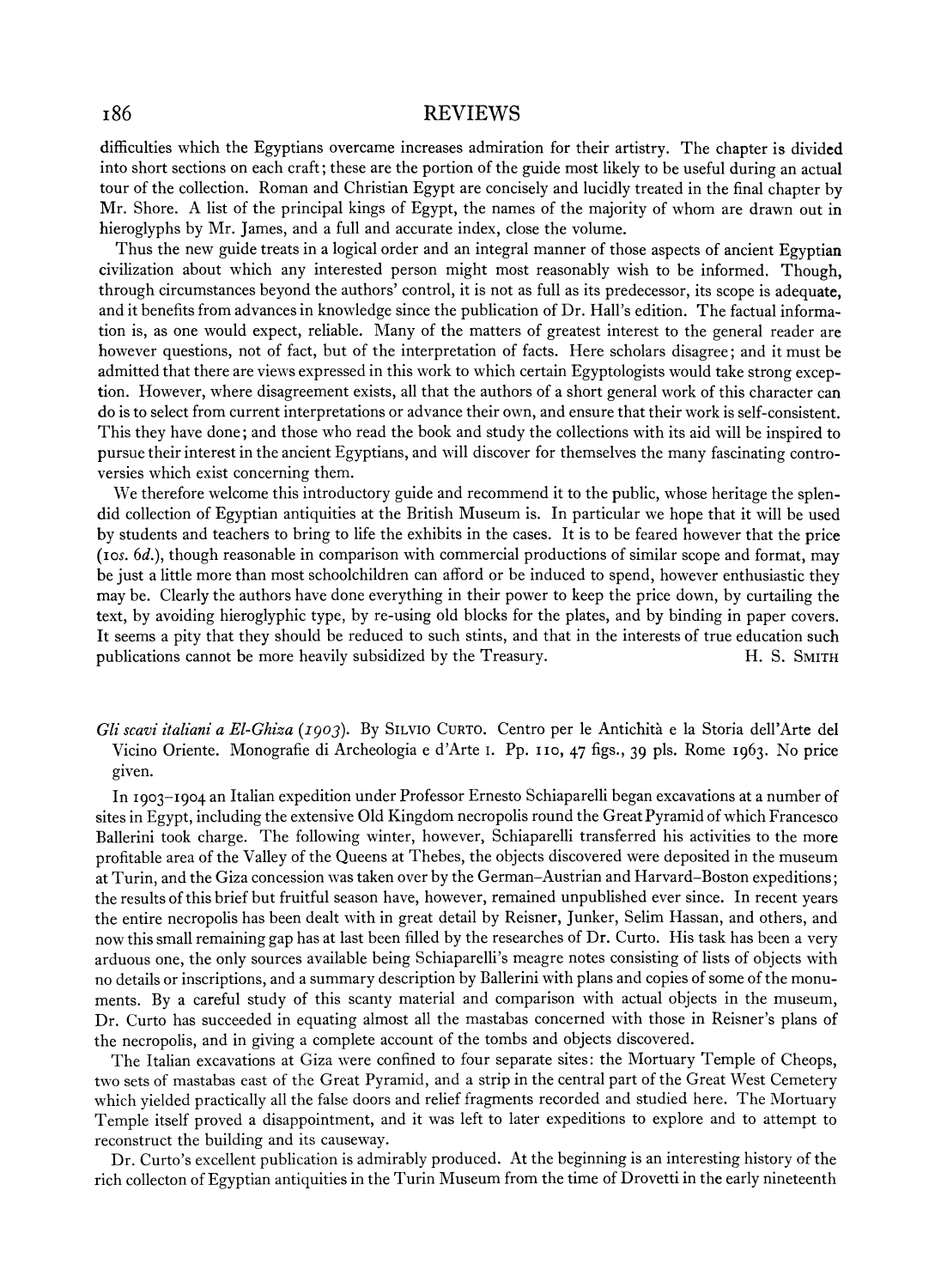difficulties which the Egyptians overcame increases admiration for their artistry. The chapter is divided into short sections on each craft; these are the portion of the guide most likely to be useful during an actual tour of the collection. Roman and Christian Egypt are concisely and lucidly treated in the final chapter by Mr. Shore. A list of the principal kings of Egypt, the names of the majority of whom are drawn out in hieroglyphs by Mr. James, and a full and accurate index, close the volume.

Thus the new guide treats in a logical order and an integral manner of those aspects of ancient Egyptian civilization about which any interested person might most reasonably wish to be informed. Though, through circumstances beyond the authors' control, it is not as full as its predecessor, its scope is adequate, and it benefits from advances in knowledge since the publication of Dr. Hall's edition. The factual information is, as one would expect, reliable. Many of the matters of greatest interest to the general reader are however questions, not of fact, but of the interpretation of facts. Here scholars disagree; and it must be admitted that there are views expressed in this work to which certain Egyptologists would take strong exception. However, where disagreement exists, all that the authors of a short general work of this character can do is to select from current interpretations or advance their own, and ensure that their work is self-consistent. This they have done; and those who read the book and study the collections with its aid will be inspired to pursue their interest in the ancient Egyptians, and will discover for themselves the many fascinating controversies which exist concerning them.

We therefore welcome this introductory guide and recommend it to the public, whose heritage the splendid collection of Egyptian antiquities at the British Museum is. In particular we hope that it will be used by students and teachers to bring to life the exhibits in the cases. It is to be feared however that the price (10*s.* 6*d.*), though reasonable in comparison with commercial productions of similar scope and format, may be just a little more than most schoolchildren can afford or be induced to spend, however enthusiastic they may be. Clearly the authors have done everything in their power to keep the price down, by curtailing the text, by avoiding hieroglyphic type, by re-using old blocks for the plates, and by binding in paper covers. It seems a pity that they should be reduced to such stints, and that in the interests of true education such publications cannot be more heavily subsidized by the Treasury.

H. S. SMITH

*Gli scavi italiani a El-Ghiza (1903).* By SILVIO CURTO. Centro per le Antichità e la Storia dell'Arte del Vicino Oriente. Monografie di Archeologia e d'Arte I. Pp. 110, 47 figs., 39 pls. Rome 1963. No price given.

In 1903–1904 an Italian expedition under Professor Ernesto Schiaparelli began excavations at a number of sites in Egypt, including the extensive Old Kingdom necropolis round the Great Pyramid of which Francesco Ballerini took charge. The following winter, however, Schiaparelli transferred his activities to the more profitable area of the Valley of the Queens at Thebes, the objects discovered were deposited in the museum at Turin, and the Giza concession was taken over by the German–Austrian and Harvard–Boston expeditions; the results of this brief but fruitful season have, however, remained unpublished ever since. In recent years the entire necropolis has been dealt with in great detail by Reisner, Junker, Selim Hassan, and others, and now this small remaining gap has at last been filled by the researches of Dr. Curto. His task has been a very arduous one, the only sources available being Schiaparelli's meagre notes consisting of lists of objects with no details or inscriptions, and a summary description by Ballerini with plans and copies of some of the monuments. By a careful study of this scanty material and comparison with actual objects in the museum, Dr. Curto has succeeded in equating almost all the mastabas concerned with those in Reisner's plans of the necropolis, and in giving a complete account of the tombs and objects discovered.

The Italian excavations at Giza were confined to four separate sites: the Mortuary Temple of Cheops, two sets of mastabas east of the Great Pyramid, and a strip in the central part of the Great West Cemetery which yielded practically all the false doors and relief fragments recorded and studied here. The Mortuary Temple itself proved a disappointment, and it was left to later expeditions to explore and to attempt to reconstruct the building and its causeway.

Dr. Curto's excellent publication is admirably produced. At the beginning is an interesting history of the rich collecton of Egyptian antiquities in the Turin Museum from the time of Drovetti in the early nineteenth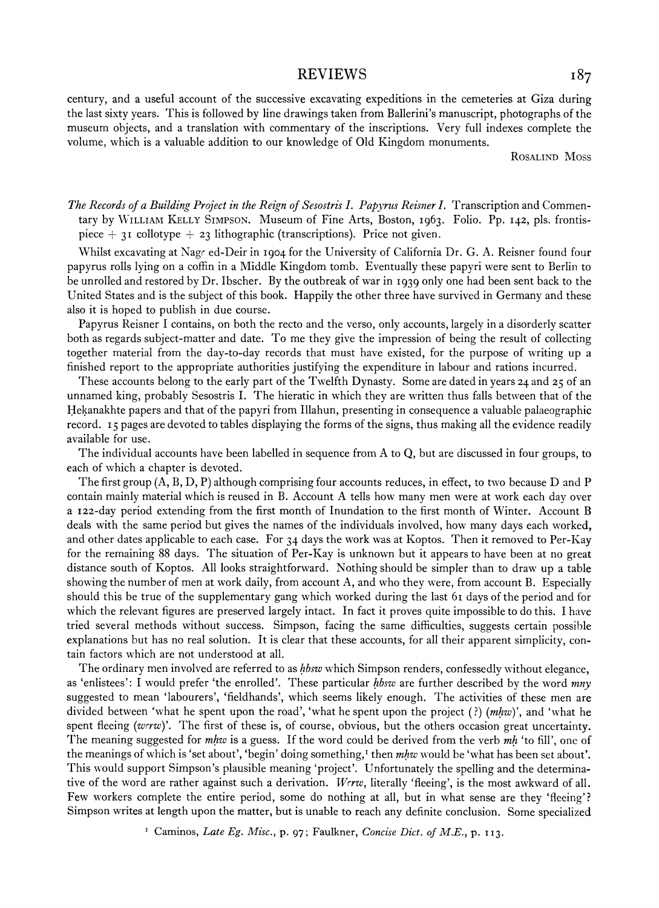century, and a useful account of the successive excavating expeditions in the cemeteries at Giza during the last sixty years. This is followed by line drawings taken from Ballerini's manuscript, photographs of the museum objects, and a translation with commentary of the inscriptions. Very full indexes complete the volume, which is a valuable addition to our knowledge of Old Kingdom monuments.

ROSALIND MOSS

*The Records of a Building Project in the Reign of Sesostris I. Papyrus Reisner I.* Transcription and Commentary by WILLIAM KELLY SIMPSON. Museum of Fine Arts, Boston, 1963. Folio. Pp. 142, pls. frontispiece + 31 collotype + 23 lithographic (transcriptions). Price not given.

Whilst excavating at Nagʿ ed-Deir in 1904 for the University of California Dr. G. A. Reisner found four papyrus rolls lying on a coffin in a Middle Kingdom tomb. Eventually these papyri were sent to Berlin to be unrolled and restored by Dr. Ibscher. By the outbreak of war in 1939 only one had been sent back to the United States and is the subject of this book. Happily the other three have survived in Germany and these also it is hoped to publish in due course.

Papyrus Reisner I contains, on both the recto and the verso, only accounts, largely in a disorderly scatter both as regards subject-matter and date. To me they give the impression of being the result of collecting together material from the day-to-day records that must have existed, for the purpose of writing up a finished report to the appropriate authorities justifying the expenditure in labour and rations incurred.

These accounts belong to the early part of the Twelfth Dynasty. Some are dated in years 24 and 25 of an unnamed king, probably Sesostris I. The hieratic in which they are written thus falls between that of the Ḥeḳanakhte papers and that of the papyri from Illahun, presenting in consequence a valuable palaeographic record. 15 pages are devoted to tables displaying the forms of the signs, thus making all the evidence readily available for use.

The individual accounts have been labelled in sequence from A to Q, but are discussed in four groups, to each of which a chapter is devoted.

The first group (A, B, D, P) although comprising four accounts reduces, in effect, to two because D and P contain mainly material which is reused in B. Account A tells how many men were at work each day over a 122-day period extending from the first month of Inundation to the first month of Winter. Account B deals with the same period but gives the names of the individuals involved, how many days each worked, and other dates applicable to each case. For 34 days the work was at Koptos. Then it removed to Per-Kay for the remaining 88 days. The situation of Per-Kay is unknown but it appears to have been at no great distance south of Koptos. All looks straightforward. Nothing should be simpler than to draw up a table showing the number of men at work daily, from account A, and who they were, from account B. Especially should this be true of the supplementary gang which worked during the last 61 days of the period and for which the relevant figures are preserved largely intact. In fact it proves quite impossible to do this. I have tried several methods without success. Simpson, facing the same difficulties, suggests certain possible explanations but has no real solution. It is clear that these accounts, for all their apparent simplicity, contain factors which are not understood at all.

The ordinary men involved are referred to as *ḥbsw* which Simpson renders, confessedly without elegance, as 'enlistees': I would prefer 'the enrolled'. These particular *ḥbsw* are further described by the word *mny* suggested to mean 'labourers', 'fieldhands', which seems likely enough. The activities of these men are divided between 'what he spent upon the road', 'what he spent upon the project (?) (*mḥw*)', and 'what he spent fleeing (*wʿrw*)'. The first of these is, of course, obvious, but the others occasion great uncertainty. The meaning suggested for *mḥw* is a guess. If the word could be derived from the verb *mḥ* 'to fill', one of the meanings of which is 'set about', 'begin' doing something,[1] then *mḥw* would be 'what has been set about'. This would support Simpson's plausible meaning 'project'. Unfortunately the spelling and the determinative of the word are rather against such a derivation. *Wʿrw*, literally 'fleeing', is the most awkward of all. Few workers complete the entire period, some do nothing at all, but in what sense are they 'fleeing'? Simpson writes at length upon the matter, but is unable to reach any definite conclusion. Some specialized

[1] Caminos, *Late Eg. Misc.*, p. 97; Faulkner, *Concise Dict. of M.E.*, p. 113.